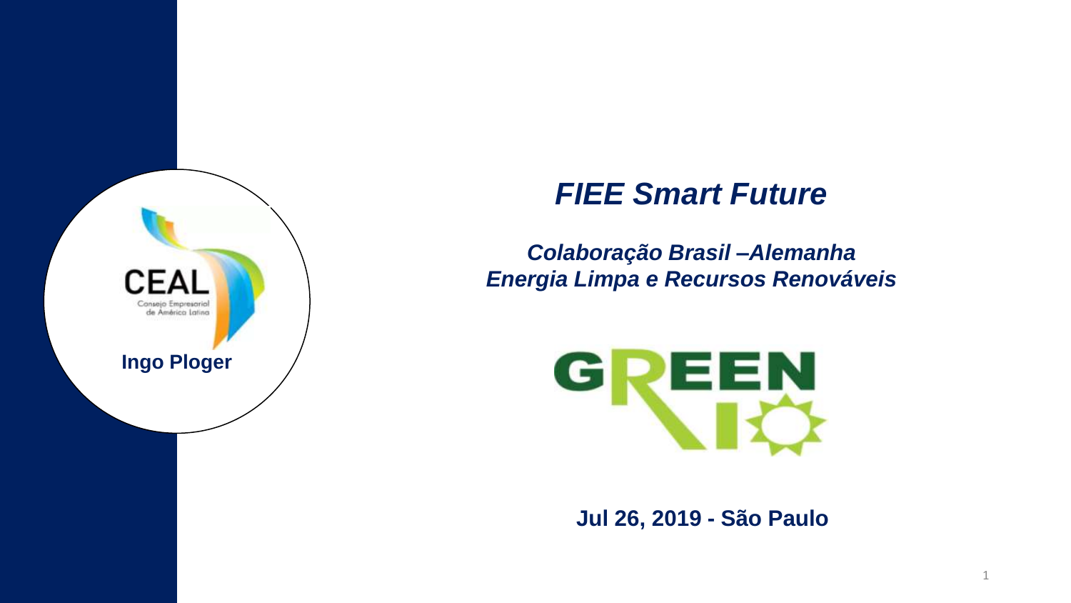CEAL

Consejo Empresarial de América Latina

**Ingo Ploger**

# *FIEE Smart Future*

## *Colaboração Brasil –Alemanha*
## *Energia Limpa e Recursos Renováveis*

GREEN RIO

**Jul 26, 2019 - São Paulo**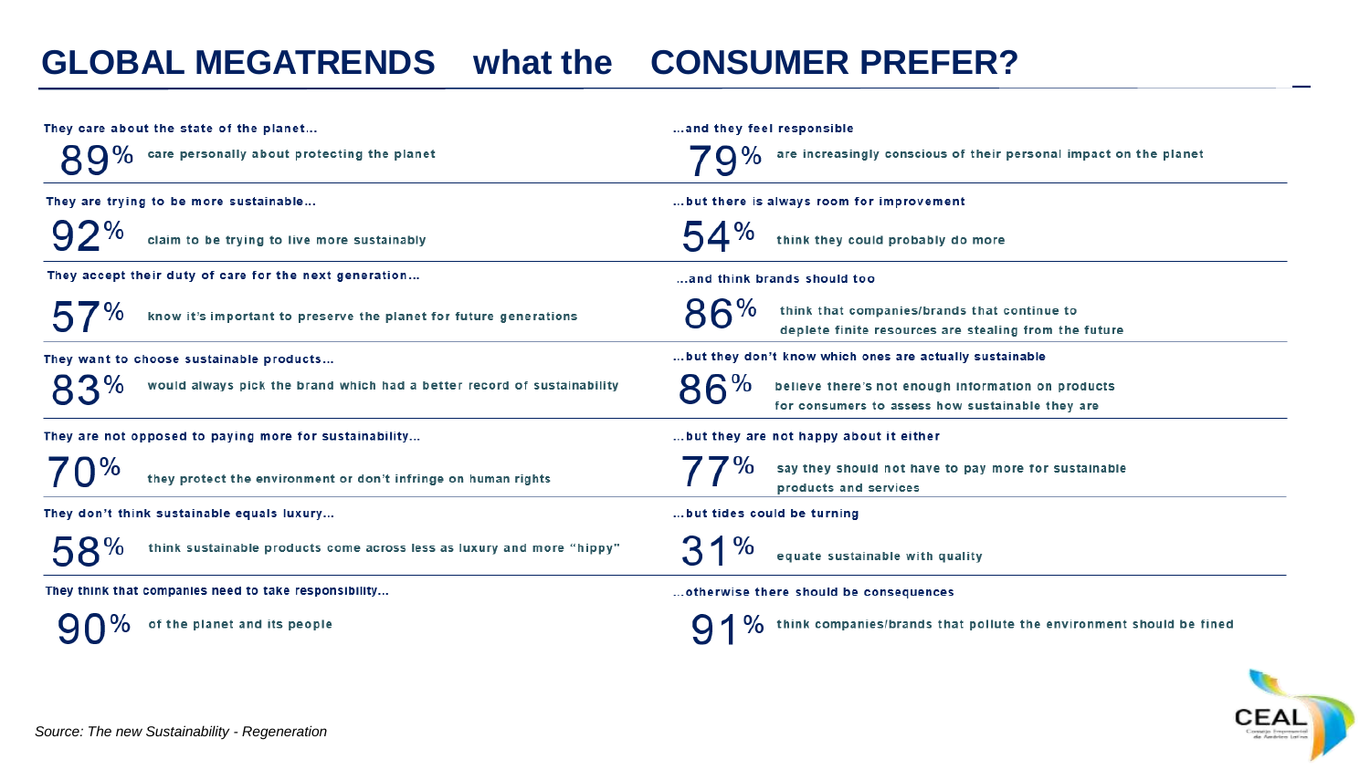# GLOBAL MEGATRENDS what the CONSUMER PREFER?

**They care about the state of the planet...**

89% care personally about protecting the planet

**...and they feel responsible**

79% are increasingly conscious of their personal impact on the planet

**They are trying to be more sustainable...**

92% claim to be trying to live more sustainably

**...but there is always room for improvement**

54% think they could probably do more

**They accept their duty of care for the next generation...**

57% know it's important to preserve the planet for future generations

**...and think brands should too**

86% think that companies/brands that continue to deplete finite resources are stealing from the future

**They want to choose sustainable products...**

83% would always pick the brand which had a better record of sustainability

**...but they don't know which ones are actually sustainable**

86% believe there's not enough information on products for consumers to assess how sustainable they are

**They are not opposed to paying more for sustainability...**

70% they protect the environment or don't infringe on human rights

**...but they are not happy about it either**

77% say they should not have to pay more for sustainable products and services

**They don't think sustainable equals luxury...**

58% think sustainable products come across less as luxury and more "hippy"

**...but tides could be turning**

31% equate sustainable with quality

**They think that companies need to take responsibility...**

90% of the planet and its people

**...otherwise there should be consequences**

91% think companies/brands that pollute the environment should be fined

*Source: The new Sustainability - Regeneration*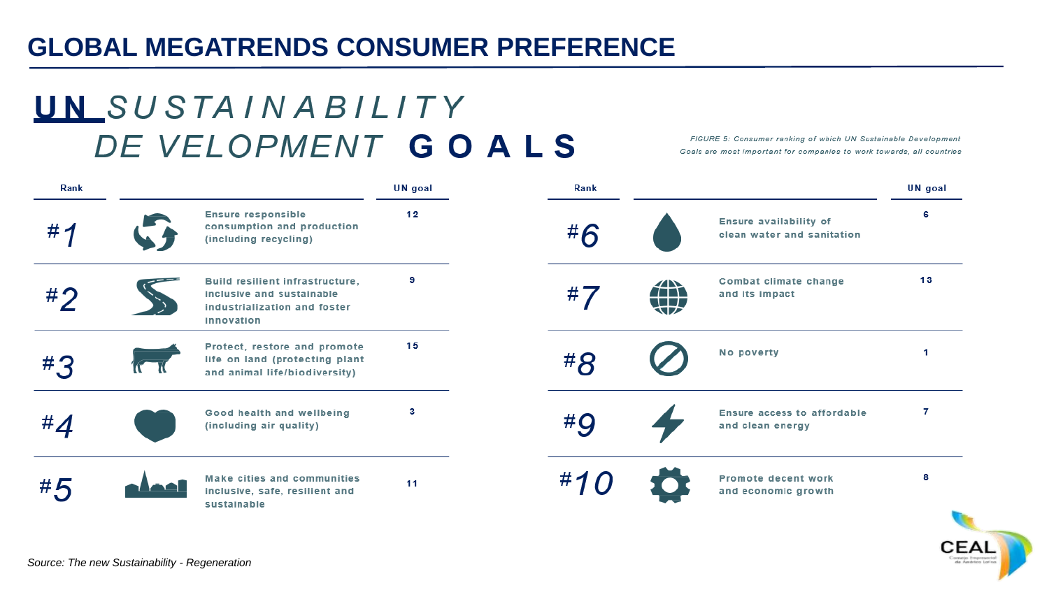# GLOBAL MEGATRENDS CONSUMER PREFERENCE

## UN SUSTAINABILITY DE VELOPMENT GOALS

*FIGURE 5: Consumer ranking of which UN Sustainable Development Goals are most important for companies to work towards, all countries*

| Rank | | UN goal |
|---|---|---|
| #1 | Ensure responsible consumption and production (including recycling) | 12 |
| #2 | Build resilient infrastructure, inclusive and sustainable industrialization and foster innovation | 9 |
| #3 | Protect, restore and promote life on land (protecting plant and animal life/biodiversity) | 15 |
| #4 | Good health and wellbeing (including air quality) | 3 |
| #5 | Make cities and communities inclusive, safe, resilient and sustainable | 11 |
| #6 | Ensure availability of clean water and sanitation | 6 |
| #7 | Combat climate change and its impact | 13 |
| #8 | No poverty | 1 |
| #9 | Ensure access to affordable and clean energy | 7 |
| #10 | Promote decent work and economic growth | 8 |

*Source: The new Sustainability - Regeneration*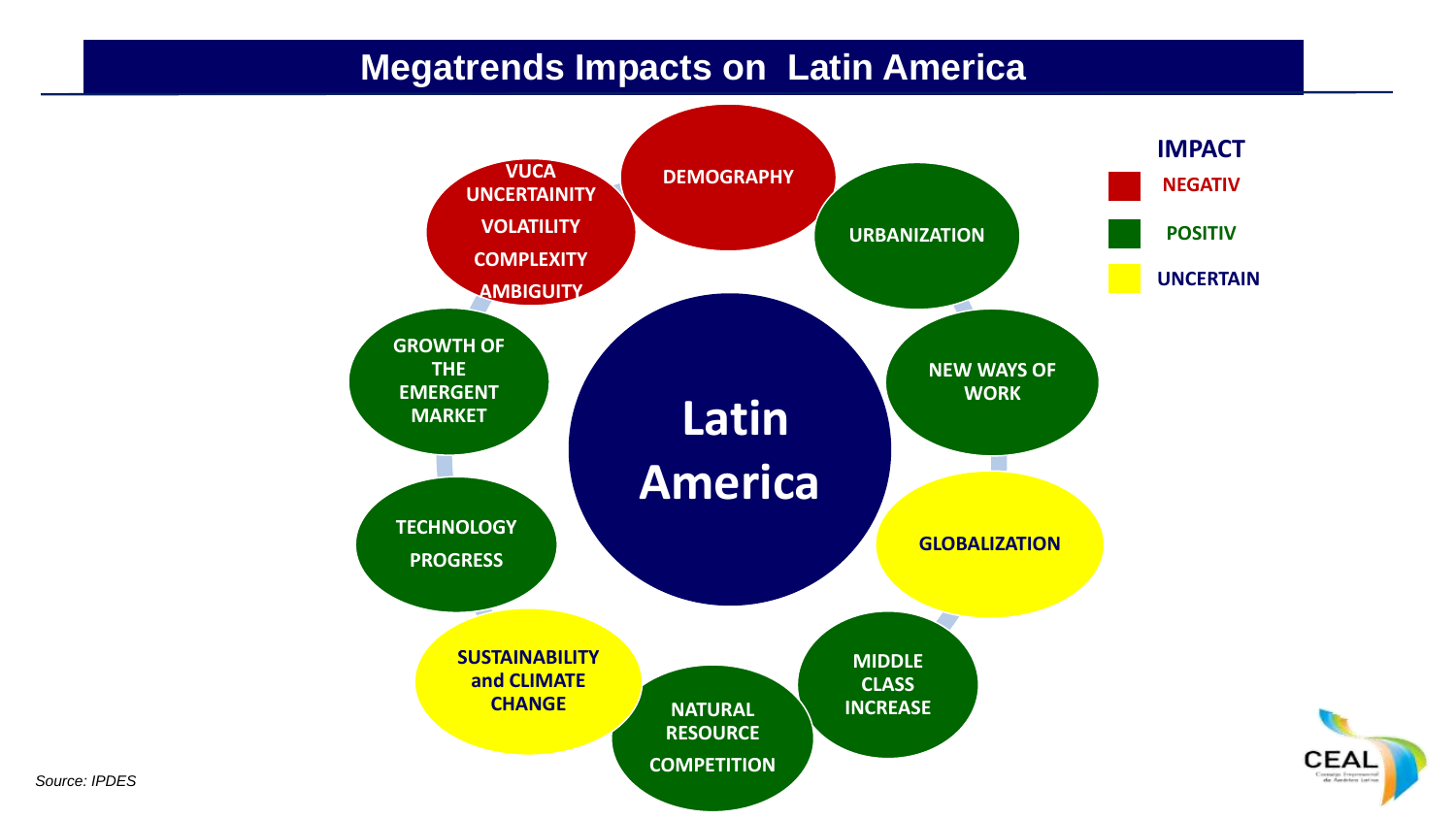# Megatrends Impacts on Latin America

Latin America

DEMOGRAPHY

URBANIZATION

NEW WAYS OF WORK

GLOBALIZATION

MIDDLE CLASS INCREASE

NATURAL RESOURCE COMPETITION

SUSTAINABILITY and CLIMATE CHANGE

TECHNOLOGY PROGRESS

GROWTH OF THE EMERGENT MARKET

VUCA UNCERTAINITY VOLATILITY COMPLEXITY AMBIGUITY

IMPACT

NEGATIV

POSITIV

UNCERTAIN

*Source: IPDES*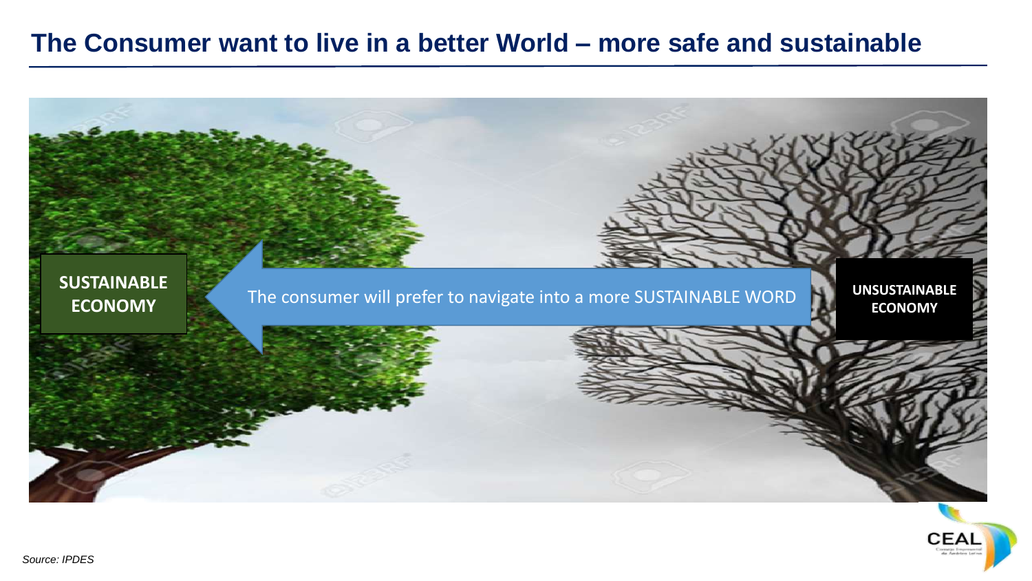# The Consumer want to live in a better World – more safe and sustainable

**SUSTAINABLE ECONOMY**

The consumer will prefer to navigate into a more SUSTAINABLE WORD

**UNSUSTAINABLE ECONOMY**

*Source: IPDES*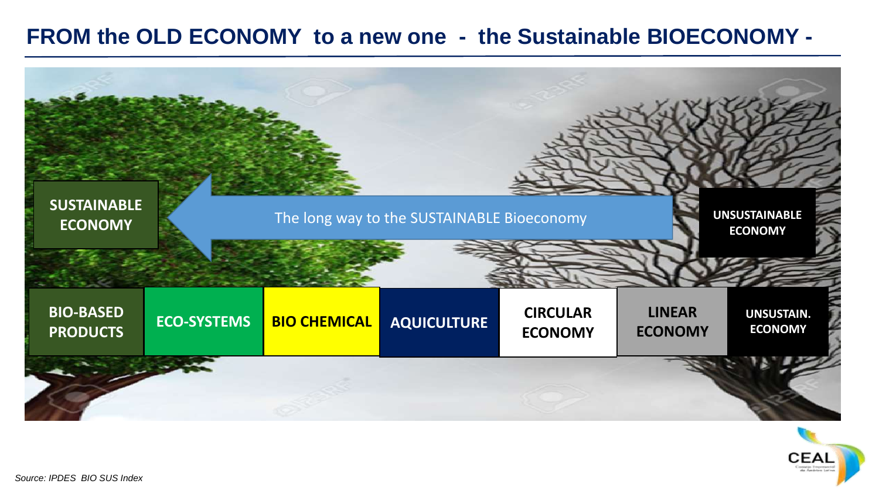# FROM the OLD ECONOMY to a new one - the Sustainable BIOECONOMY -

**SUSTAINABLE ECONOMY**

The long way to the SUSTAINABLE Bioeconomy

**UNSUSTAINABLE ECONOMY**

**BIO-BASED PRODUCTS**

**ECO-SYSTEMS**

**BIO CHEMICAL**

**AQUICULTURE**

**CIRCULAR ECONOMY**

**LINEAR ECONOMY**

**UNSUSTAIN. ECONOMY**

*Source: IPDES BIO SUS Index*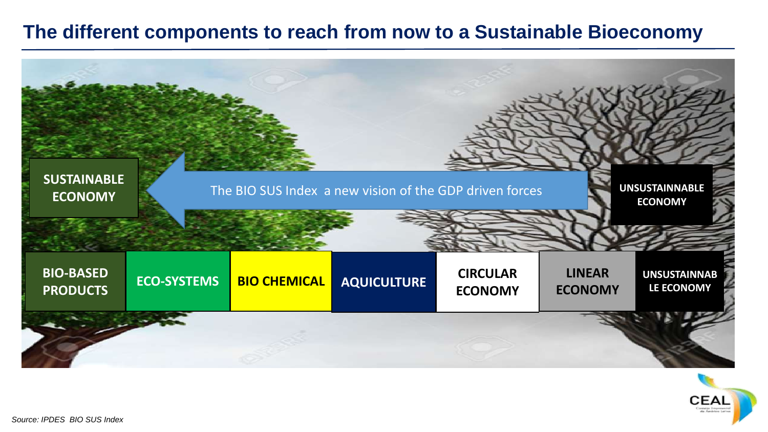# The different components to reach from now to a Sustainable Bioeconomy

SUSTAINABLE ECONOMY

The BIO SUS Index a new vision of the GDP driven forces

UNSUSTAINNABLE ECONOMY

BIO-BASED PRODUCTS

ECO-SYSTEMS

BIO CHEMICAL

AQUICULTURE

CIRCULAR ECONOMY

LINEAR ECONOMY

UNSUSTAINNABLE ECONOMY

*Source: IPDES BIO SUS Index*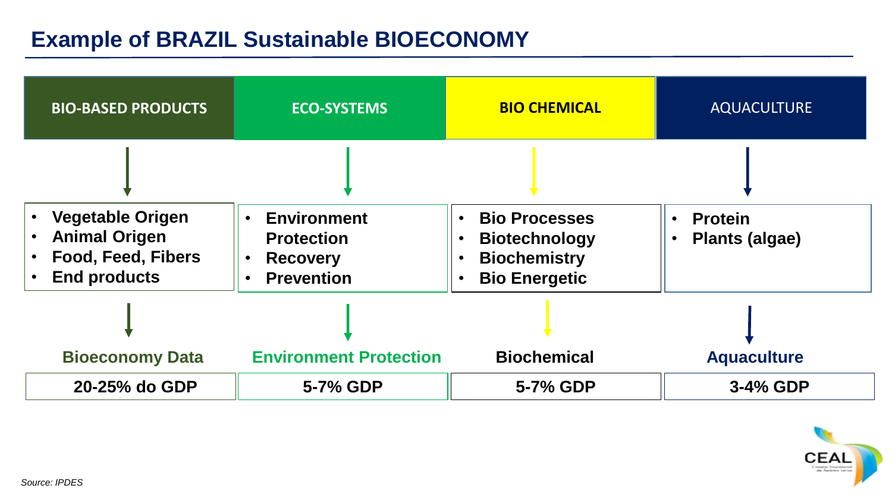# Example of BRAZIL Sustainable BIOECONOMY

| BIO-BASED PRODUCTS | ECO-SYSTEMS | BIO CHEMICAL | AQUACULTURE |
|---|---|---|---|
| • Vegetable Origen<br>• Animal Origen<br>• Food, Feed, Fibers<br>• End products | • Environment Protection<br>• Recovery<br>• Prevention | • Bio Processes<br>• Biotechnology<br>• Biochemistry<br>• Bio Energetic | • Protein<br>• Plants (algae) |
| **Bioeconomy Data** | **Environment Protection** | **Biochemical** | **Aquaculture** |
| **20-25% do GDP** | **5-7% GDP** | **5-7% GDP** | **3-4% GDP** |

*Source: IPDES*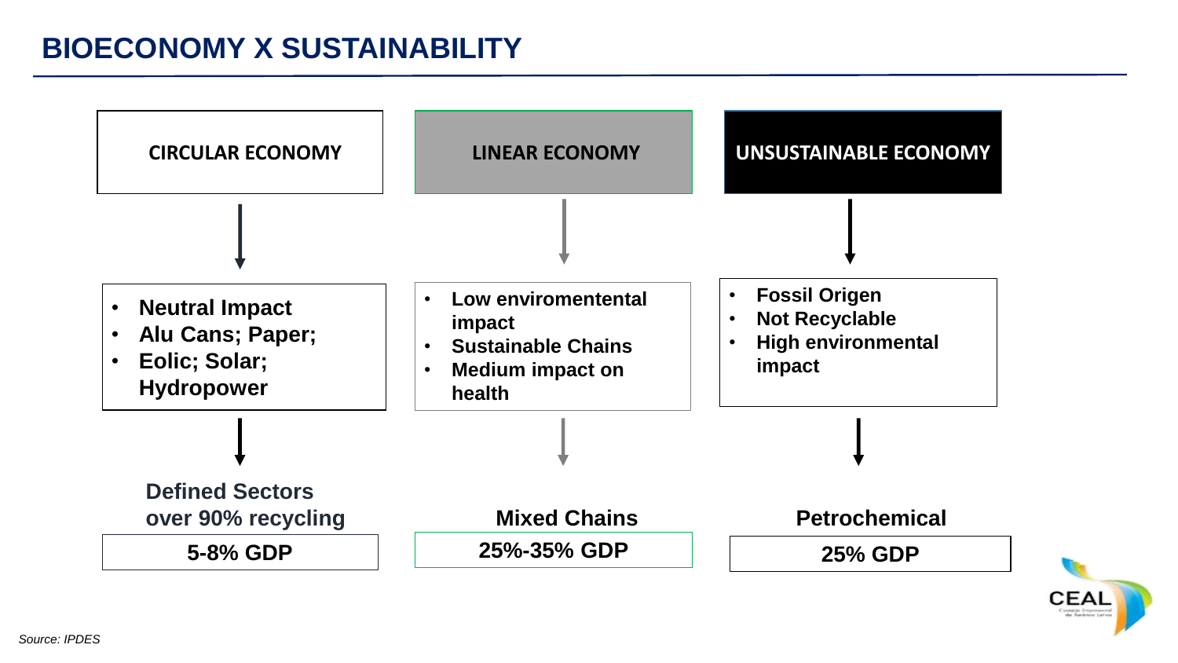# BIOECONOMY X SUSTAINABILITY

**CIRCULAR ECONOMY**

- Neutral Impact
- Alu Cans; Paper;
- Eolic; Solar; Hydropower

Defined Sectors over 90% recycling

**5-8% GDP**

**LINEAR ECONOMY**

- Low enviromentental impact
- Sustainable Chains
- Medium impact on health

Mixed Chains

**25%-35% GDP**

**UNSUSTAINABLE ECONOMY**

- Fossil Origen
- Not Recyclable
- High environmental impact

Petrochemical

**25% GDP**

*Source: IPDES*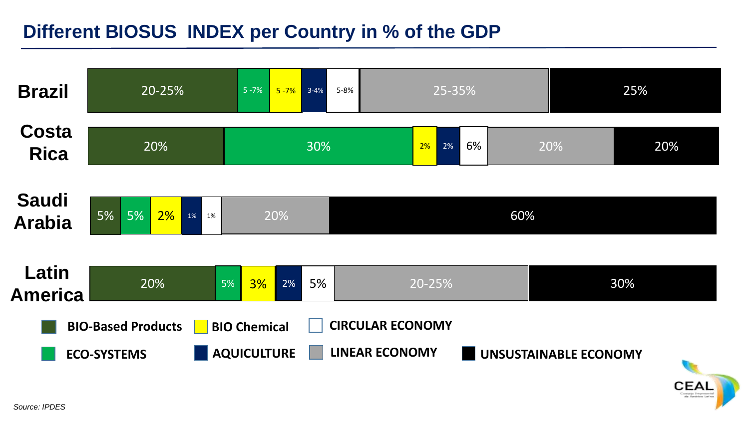# Different BIOSUS INDEX per Country in % of the GDP

Brazil
20-25%
5 -7%
5 -7%
3-4%
5-8%
25-35%
25%

Costa Rica
20%
30%
2%
2%
6%
20%
20%

Saudi Arabia
5%
5%
2%
1%
1%
20%
60%

Latin America
20%
5%
3%
2%
5%
20-25%
30%

BIO-Based Products
BIO Chemical
CIRCULAR ECONOMY
ECO-SYSTEMS
AQUICULTURE
LINEAR ECONOMY
UNSUSTAINABLE ECONOMY

CEAL

*Source: IPDES*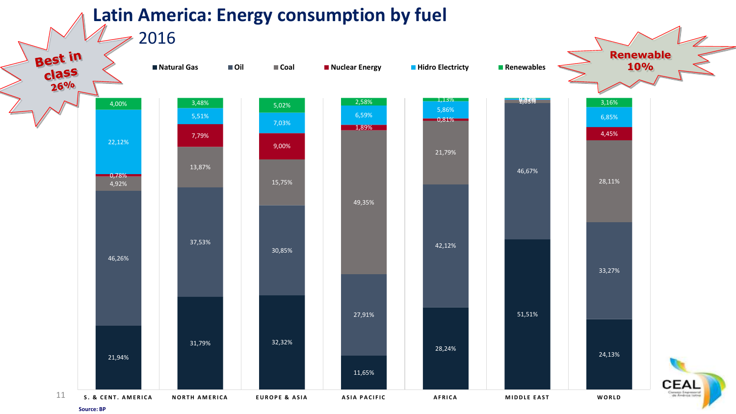# Latin America: Energy consumption by fuel

2016

Best in class 26%

Renewable 10%

Natural Gas
Oil
Coal
Nuclear Energy
Hidro Electricty
Renewables

S. & CENT. AMERICA: 21,94% / 46,26% / 4,92% / 0,78% / 22,12% / 4,00%

NORTH AMERICA: 31,79% / 37,53% / 13,87% / 7,79% / 5,51% / 3,48%

EUROPE & ASIA: 32,32% / 30,85% / 15,75% / 9,00% / 7,03% / 5,02%

ASIA PACIFIC: 11,65% / 27,91% / 49,35% / 1,89% / 6,59% / 2,58%

AFRICA: 28,24% / 42,12% / 21,79% / 0,81% / 5,86% / 1,13%

MIDDLE EAST: 51,51% / 46,67%

WORLD: 24,13% / 33,27% / 28,11% / 4,45% / 6,85% / 3,16%

Source: BP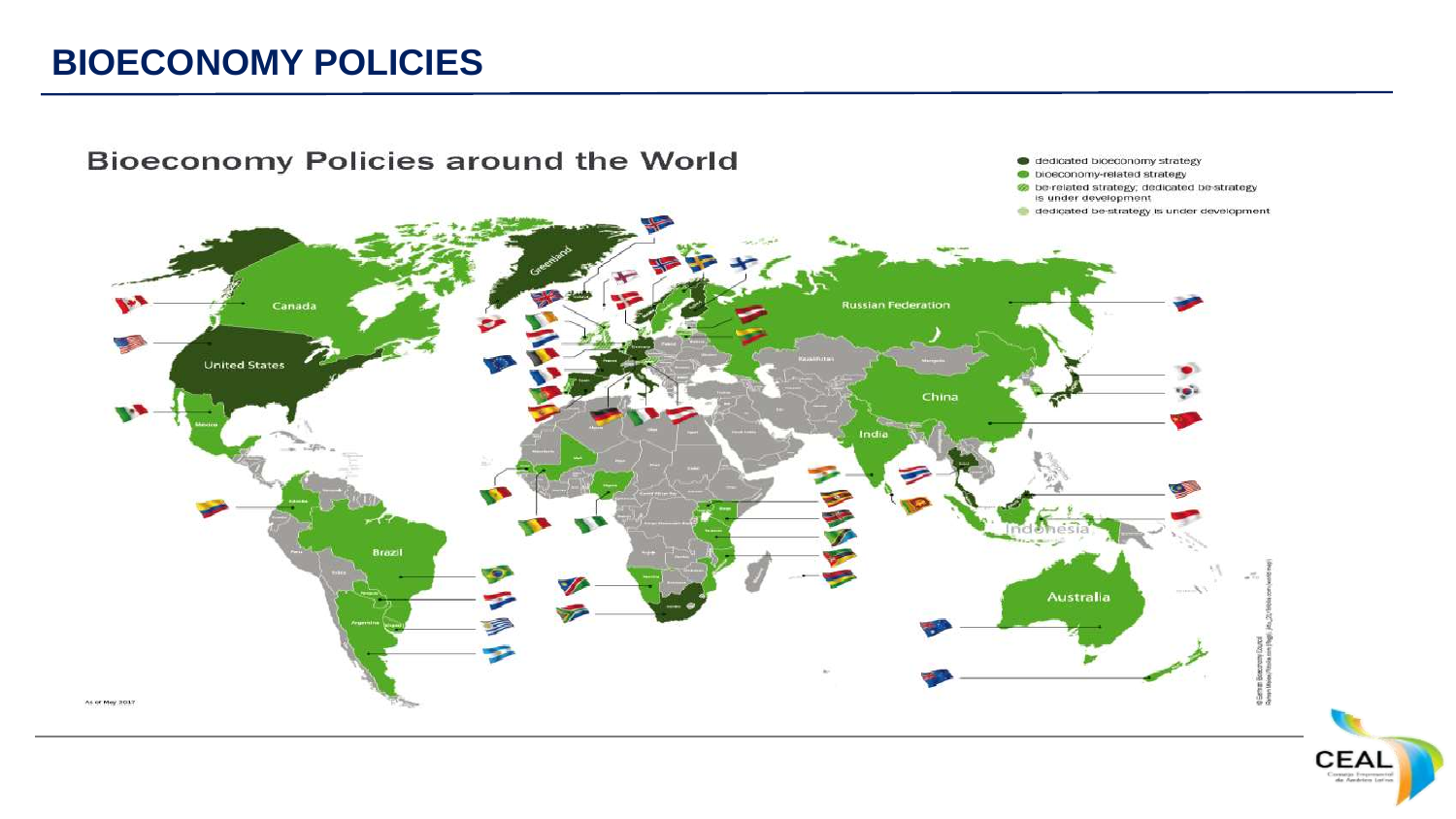# BIOECONOMY POLICIES

Bioeconomy Policies around the World

- dedicated bioeconomy strategy
- bioeconomy-related strategy
- be-related strategy; dedicated be-strategy is under development
- dedicated be-strategy is under development

Canada

United States

Mexico

Greenland

Russian Federation

China

India

Brazil

Argentina

Indonesia

Australia

As of May 2017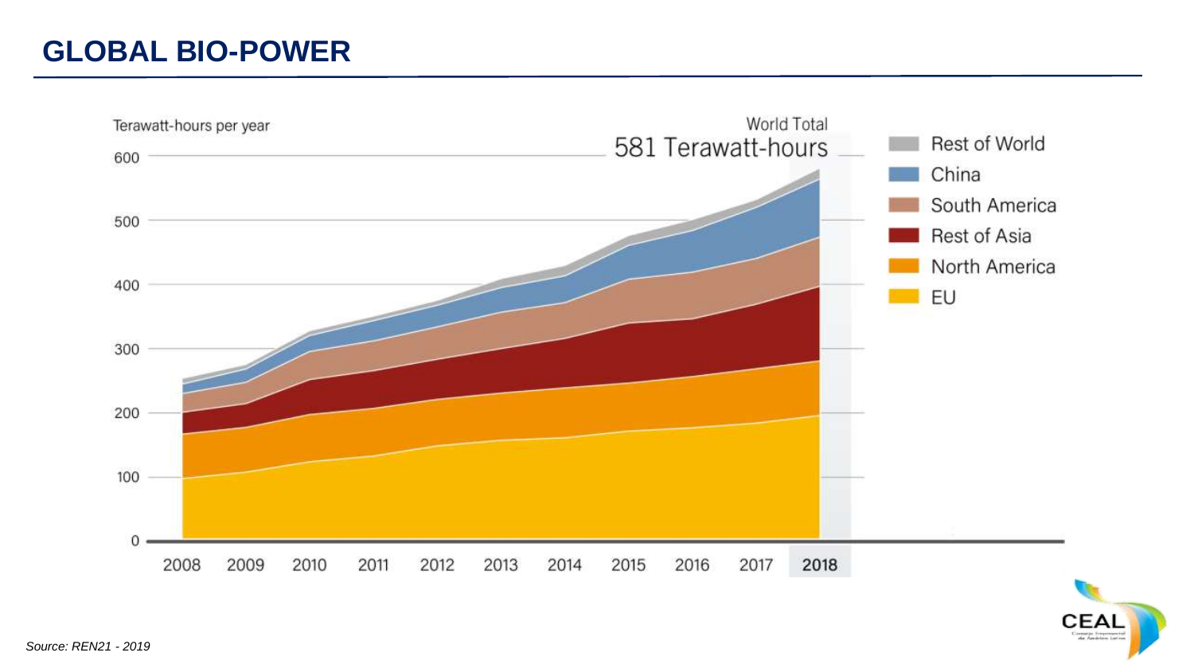# GLOBAL BIO-POWER

Terawatt-hours per year

World Total

581 Terawatt-hours

600
500
400
300
200
100
0

2008 2009 2010 2011 2012 2013 2014 2015 2016 2017 2018

Rest of World
China
South America
Rest of Asia
North America
EU

*Source: REN21 - 2019*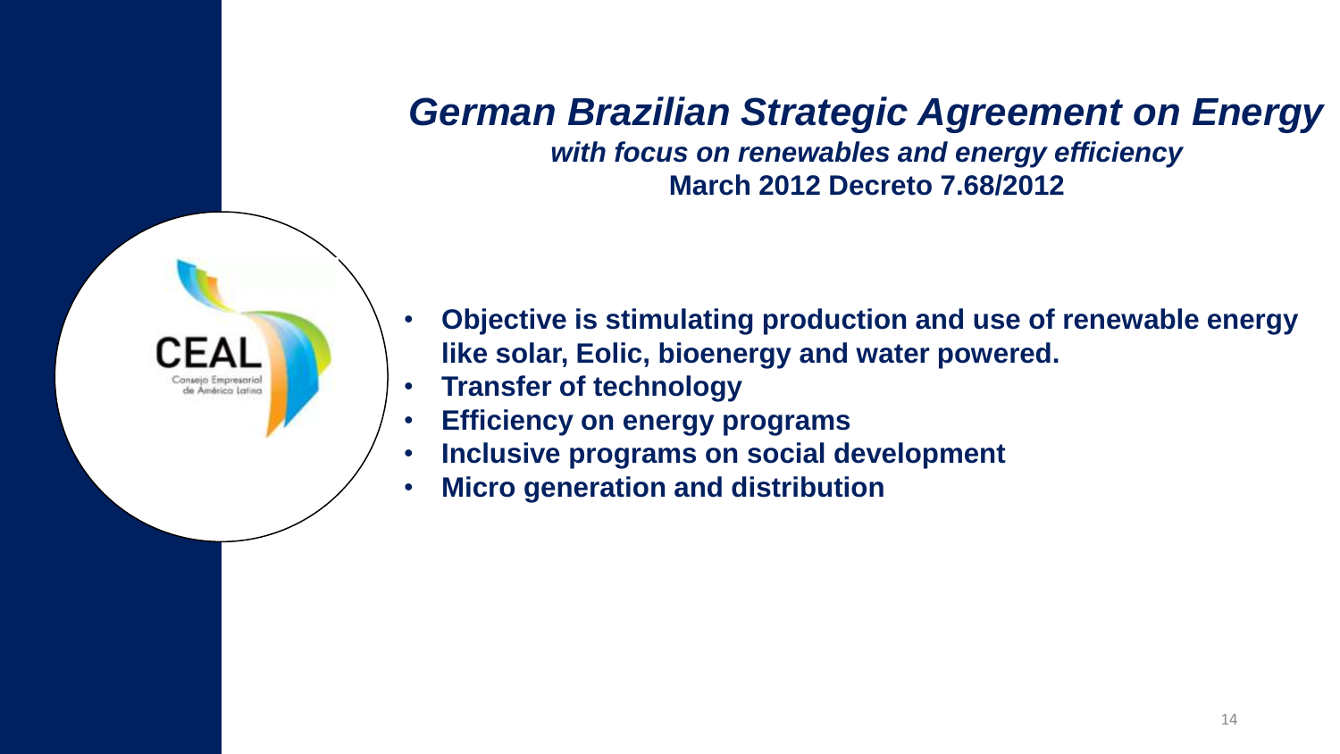# *German Brazilian Strategic Agreement on Energy*

***with focus on renewables and energy efficiency***

**March 2012 Decreto 7.68/2012**

- **Objective is stimulating production and use of renewable energy like solar, Eolic, bioenergy and water powered.**
- **Transfer of technology**
- **Efficiency on energy programs**
- **Inclusive programs on social development**
- **Micro generation and distribution**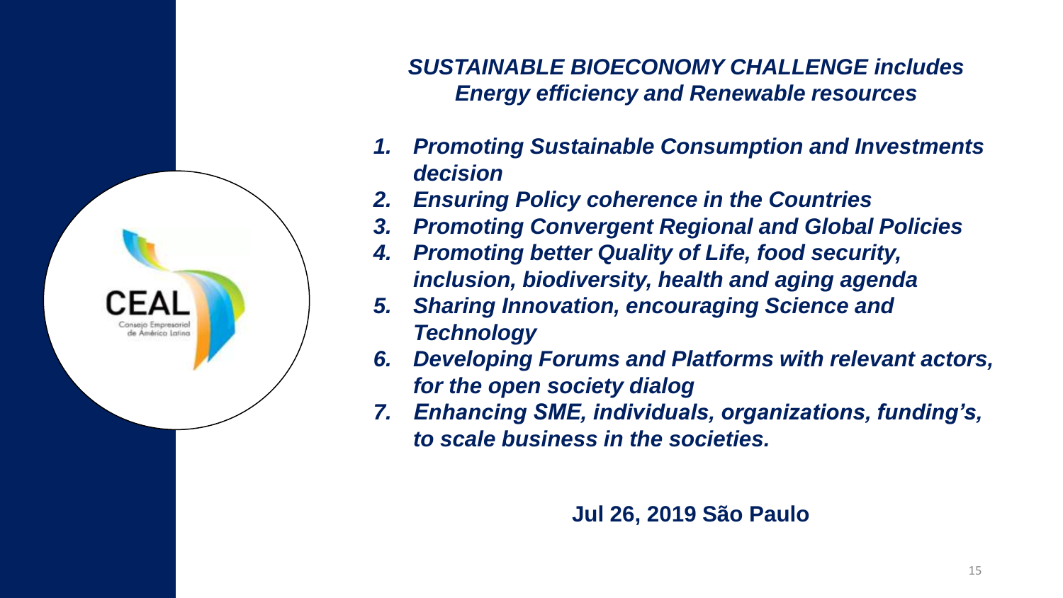***SUSTAINABLE BIOECONOMY CHALLENGE includes Energy efficiency and Renewable resources***

1. ***Promoting Sustainable Consumption and Investments decision***
2. ***Ensuring Policy coherence in the Countries***
3. ***Promoting Convergent Regional and Global Policies***
4. ***Promoting better Quality of Life, food security, inclusion, biodiversity, health and aging agenda***
5. ***Sharing Innovation, encouraging Science and Technology***
6. ***Developing Forums and Platforms with relevant actors, for the open society dialog***
7. ***Enhancing SME, individuals, organizations, funding's, to scale business in the societies.***

CEAL

Consejo Empresarial de América Latina

**Jul 26, 2019 São Paulo**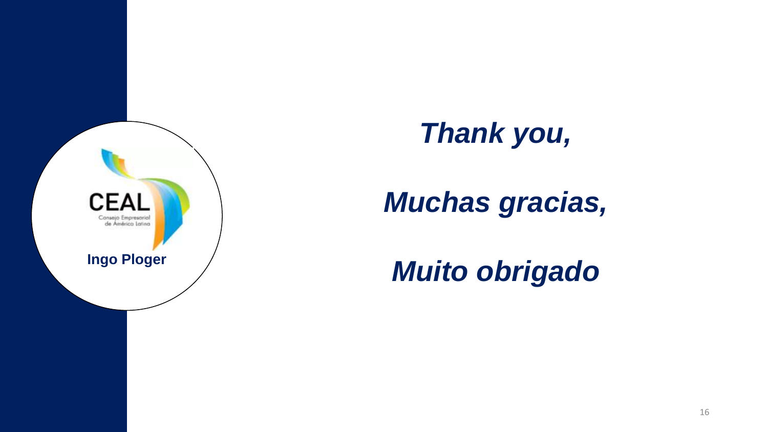CEAL

Consejo Empresarial de América Latina

**Ingo Ploger**

***Thank you,***

***Muchas gracias,***

***Muito obrigado***